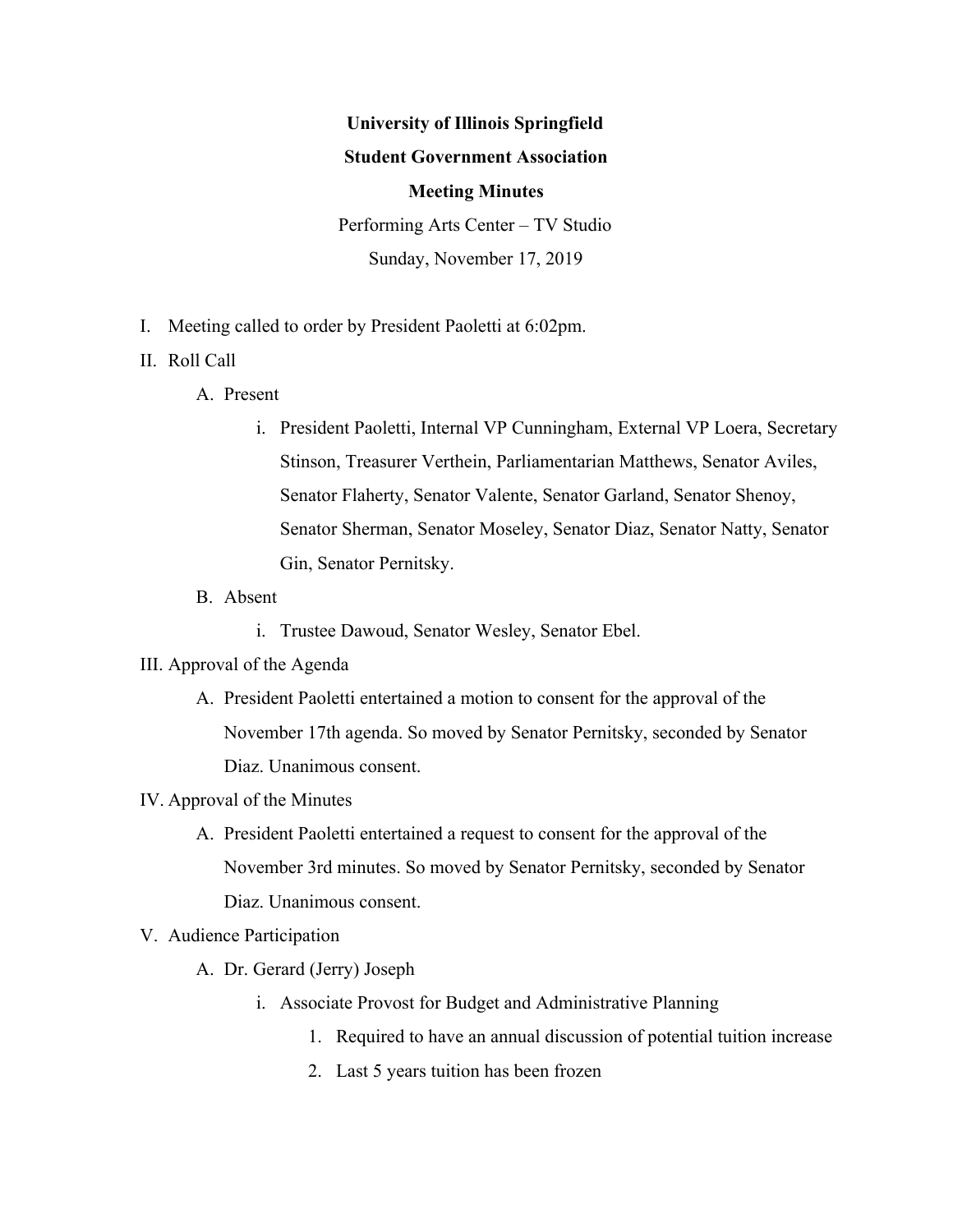**University of Illinois Springfield**

**Student Government Association**

**Meeting Minutes**

Performing Arts Center – TV Studio

Sunday, November 17, 2019

I. Meeting called to order by President Paoletti at 6:02pm.

II. Roll Call

  A. Present

    i. President Paoletti, Internal VP Cunningham, External VP Loera, Secretary Stinson, Treasurer Verthein, Parliamentarian Matthews, Senator Aviles, Senator Flaherty, Senator Valente, Senator Garland, Senator Shenoy, Senator Sherman, Senator Moseley, Senator Diaz, Senator Natty, Senator Gin, Senator Pernitsky.

  B. Absent

    i. Trustee Dawoud, Senator Wesley, Senator Ebel.

III. Approval of the Agenda

  A. President Paoletti entertained a motion to consent for the approval of the November 17th agenda. So moved by Senator Pernitsky, seconded by Senator Diaz. Unanimous consent.

IV. Approval of the Minutes

  A. President Paoletti entertained a request to consent for the approval of the November 3rd minutes. So moved by Senator Pernitsky, seconded by Senator Diaz. Unanimous consent.

V. Audience Participation

  A. Dr. Gerard (Jerry) Joseph

    i. Associate Provost for Budget and Administrative Planning

      1. Required to have an annual discussion of potential tuition increase
      2. Last 5 years tuition has been frozen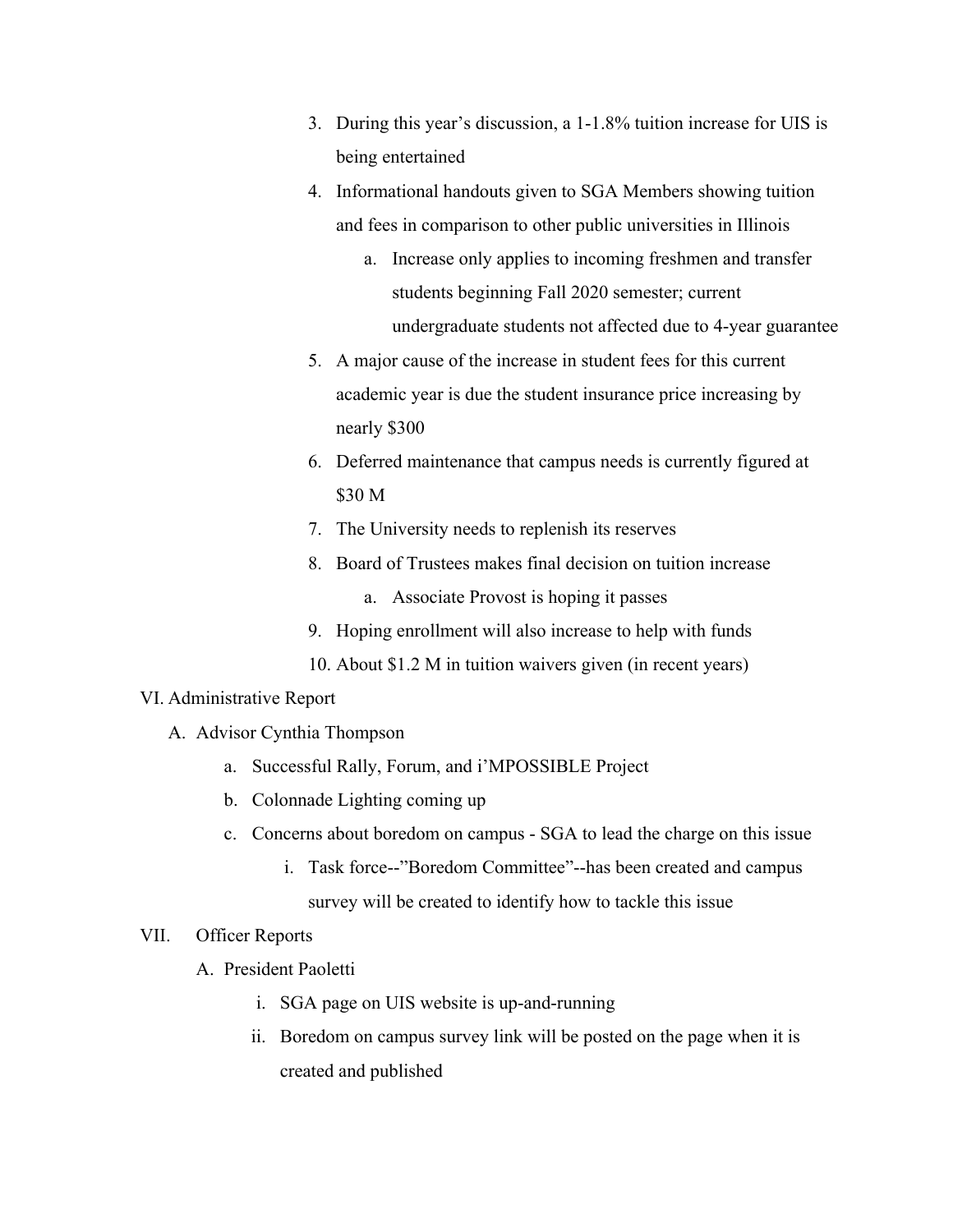3. During this year's discussion, a 1-1.8% tuition increase for UIS is being entertained
4. Informational handouts given to SGA Members showing tuition and fees in comparison to other public universities in Illinois
    a. Increase only applies to incoming freshmen and transfer students beginning Fall 2020 semester; current undergraduate students not affected due to 4-year guarantee
5. A major cause of the increase in student fees for this current academic year is due the student insurance price increasing by nearly $300
6. Deferred maintenance that campus needs is currently figured at $30 M
7. The University needs to replenish its reserves
8. Board of Trustees makes final decision on tuition increase
    a. Associate Provost is hoping it passes
9. Hoping enrollment will also increase to help with funds
10. About $1.2 M in tuition waivers given (in recent years)

VI. Administrative Report

- A. Advisor Cynthia Thompson
    - a. Successful Rally, Forum, and i'MPOSSIBLE Project
    - b. Colonnade Lighting coming up
    - c. Concerns about boredom on campus - SGA to lead the charge on this issue
        - i. Task force--"Boredom Committee"--has been created and campus survey will be created to identify how to tackle this issue

VII. Officer Reports

- A. President Paoletti
    - i. SGA page on UIS website is up-and-running
    - ii. Boredom on campus survey link will be posted on the page when it is created and published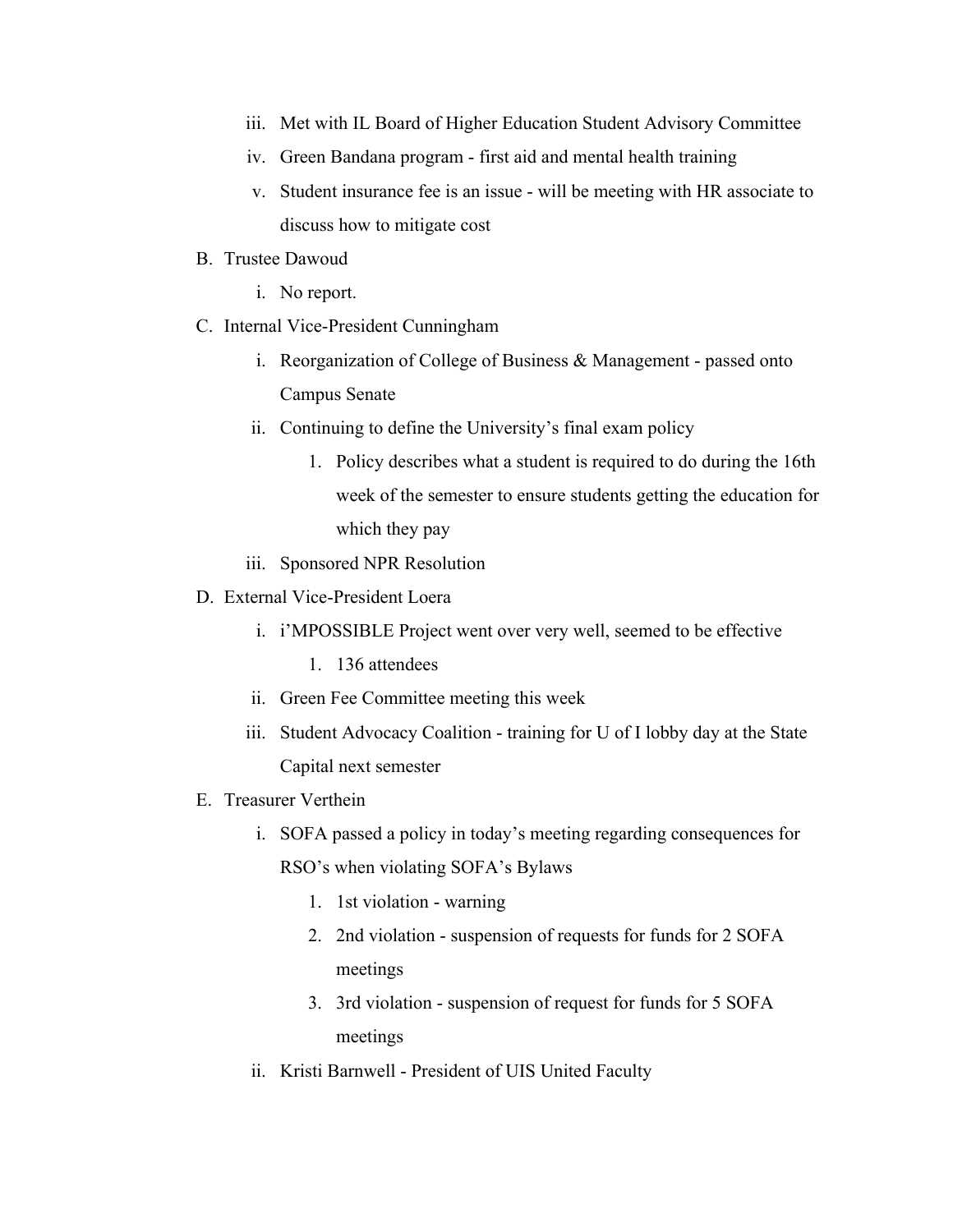iii. Met with IL Board of Higher Education Student Advisory Committee
   iv. Green Bandana program - first aid and mental health training
   v. Student insurance fee is an issue - will be meeting with HR associate to discuss how to mitigate cost

B. Trustee Dawoud
   i. No report.

C. Internal Vice-President Cunningham
   i. Reorganization of College of Business & Management - passed onto Campus Senate
   ii. Continuing to define the University's final exam policy
      1. Policy describes what a student is required to do during the 16th week of the semester to ensure students getting the education for which they pay
   iii. Sponsored NPR Resolution

D. External Vice-President Loera
   i. i'MPOSSIBLE Project went over very well, seemed to be effective
      1. 136 attendees
   ii. Green Fee Committee meeting this week
   iii. Student Advocacy Coalition - training for U of I lobby day at the State Capital next semester

E. Treasurer Verthein
   i. SOFA passed a policy in today's meeting regarding consequences for RSO's when violating SOFA's Bylaws
      1. 1st violation - warning
      2. 2nd violation - suspension of requests for funds for 2 SOFA meetings
      3. 3rd violation - suspension of request for funds for 5 SOFA meetings
   ii. Kristi Barnwell - President of UIS United Faculty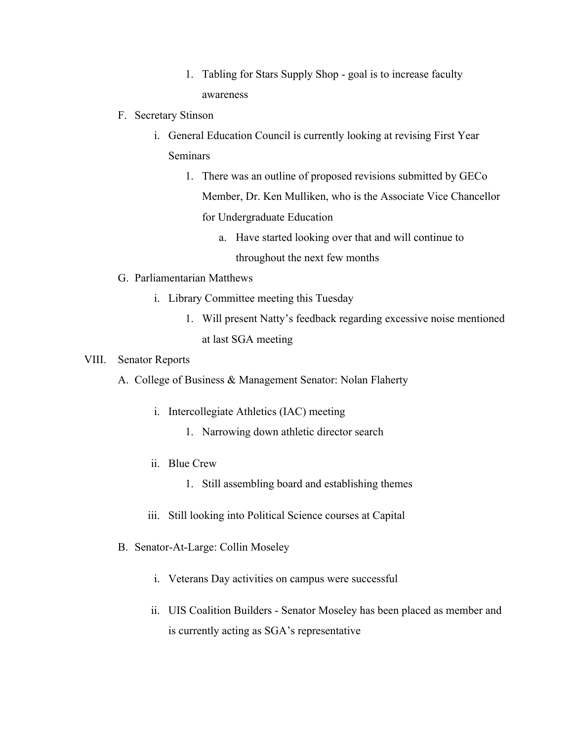1. Tabling for Stars Supply Shop - goal is to increase faculty awareness

F. Secretary Stinson

   i. General Education Council is currently looking at revising First Year Seminars

      1. There was an outline of proposed revisions submitted by GECo Member, Dr. Ken Mulliken, who is the Associate Vice Chancellor for Undergraduate Education

         a. Have started looking over that and will continue to throughout the next few months

G. Parliamentarian Matthews

   i. Library Committee meeting this Tuesday

      1. Will present Natty's feedback regarding excessive noise mentioned at last SGA meeting

VIII. Senator Reports

A. College of Business & Management Senator: Nolan Flaherty

   i. Intercollegiate Athletics (IAC) meeting

      1. Narrowing down athletic director search

   ii. Blue Crew

      1. Still assembling board and establishing themes

   iii. Still looking into Political Science courses at Capital

B. Senator-At-Large: Collin Moseley

   i. Veterans Day activities on campus were successful

   ii. UIS Coalition Builders - Senator Moseley has been placed as member and is currently acting as SGA's representative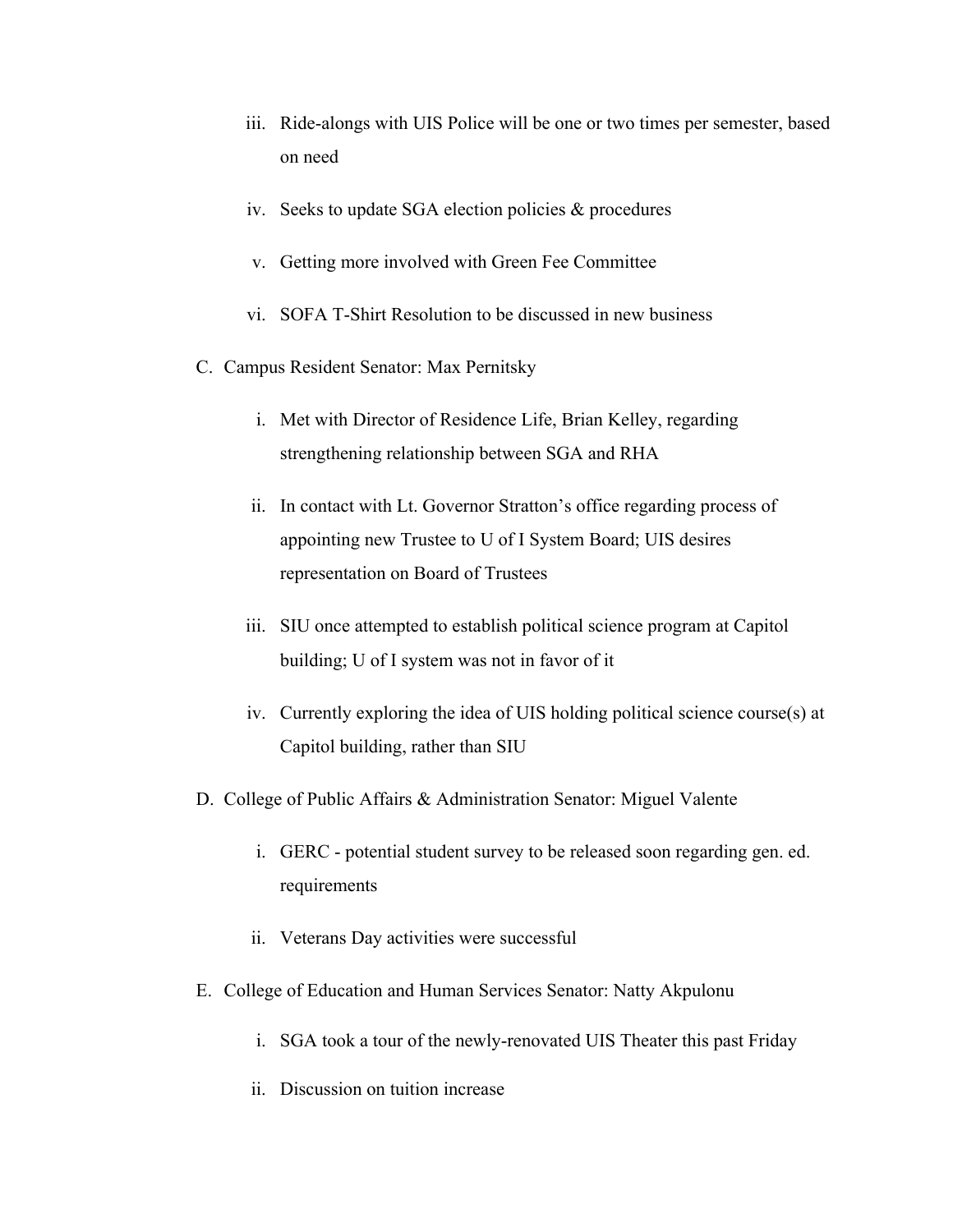iii. Ride-alongs with UIS Police will be one or two times per semester, based on need

   iv. Seeks to update SGA election policies & procedures

   v. Getting more involved with Green Fee Committee

   vi. SOFA T-Shirt Resolution to be discussed in new business

C. Campus Resident Senator: Max Pernitsky

   i. Met with Director of Residence Life, Brian Kelley, regarding strengthening relationship between SGA and RHA

   ii. In contact with Lt. Governor Stratton's office regarding process of appointing new Trustee to U of I System Board; UIS desires representation on Board of Trustees

   iii. SIU once attempted to establish political science program at Capitol building; U of I system was not in favor of it

   iv. Currently exploring the idea of UIS holding political science course(s) at Capitol building, rather than SIU

D. College of Public Affairs & Administration Senator: Miguel Valente

   i. GERC - potential student survey to be released soon regarding gen. ed. requirements

   ii. Veterans Day activities were successful

E. College of Education and Human Services Senator: Natty Akpulonu

   i. SGA took a tour of the newly-renovated UIS Theater this past Friday

   ii. Discussion on tuition increase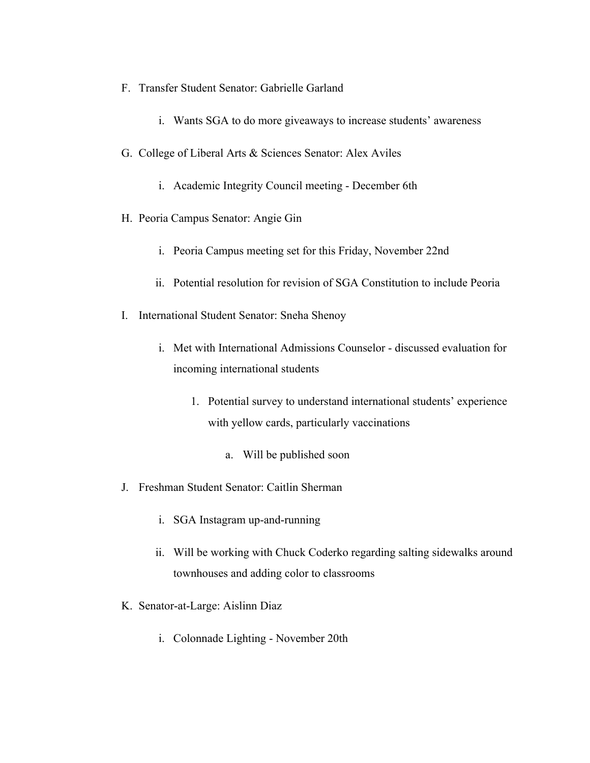F. Transfer Student Senator: Gabrielle Garland

   i. Wants SGA to do more giveaways to increase students' awareness

G. College of Liberal Arts & Sciences Senator: Alex Aviles

   i. Academic Integrity Council meeting - December 6th

H. Peoria Campus Senator: Angie Gin

   i. Peoria Campus meeting set for this Friday, November 22nd

   ii. Potential resolution for revision of SGA Constitution to include Peoria

I. International Student Senator: Sneha Shenoy

   i. Met with International Admissions Counselor - discussed evaluation for incoming international students

      1. Potential survey to understand international students' experience with yellow cards, particularly vaccinations

         a. Will be published soon

J. Freshman Student Senator: Caitlin Sherman

   i. SGA Instagram up-and-running

   ii. Will be working with Chuck Coderko regarding salting sidewalks around townhouses and adding color to classrooms

K. Senator-at-Large: Aislinn Diaz

   i. Colonnade Lighting - November 20th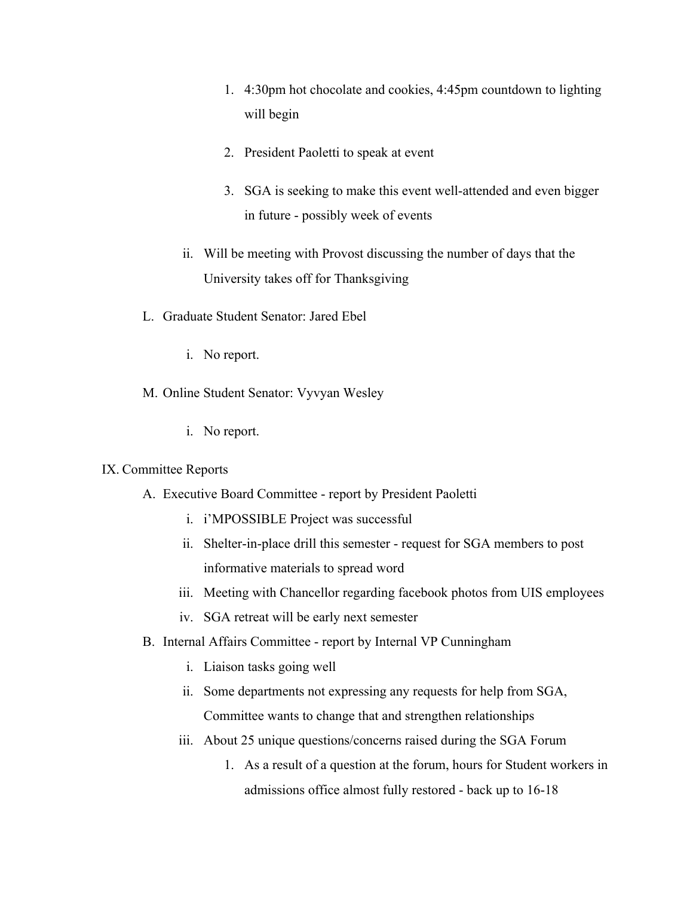1. 4:30pm hot chocolate and cookies, 4:45pm countdown to lighting will begin
2. President Paoletti to speak at event
3. SGA is seeking to make this event well-attended and even bigger in future - possibly week of events

ii. Will be meeting with Provost discussing the number of days that the University takes off for Thanksgiving

L. Graduate Student Senator: Jared Ebel

i. No report.

M. Online Student Senator: Vyvyan Wesley

i. No report.

IX. Committee Reports

A. Executive Board Committee - report by President Paoletti

i. i'MPOSSIBLE Project was successful

ii. Shelter-in-place drill this semester - request for SGA members to post informative materials to spread word

iii. Meeting with Chancellor regarding facebook photos from UIS employees

iv. SGA retreat will be early next semester

B. Internal Affairs Committee - report by Internal VP Cunningham

i. Liaison tasks going well

ii. Some departments not expressing any requests for help from SGA, Committee wants to change that and strengthen relationships

iii. About 25 unique questions/concerns raised during the SGA Forum

1. As a result of a question at the forum, hours for Student workers in admissions office almost fully restored - back up to 16-18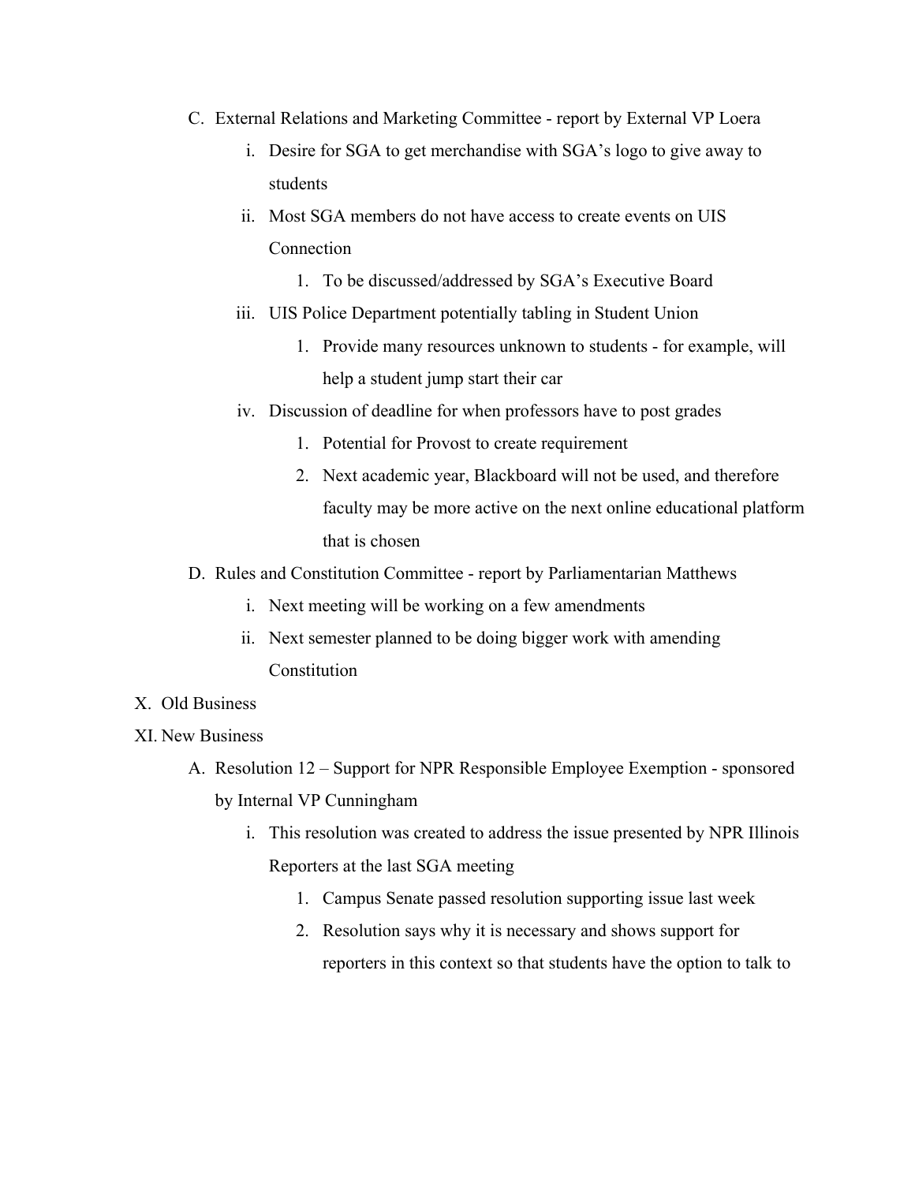C. External Relations and Marketing Committee - report by External VP Loera

    i. Desire for SGA to get merchandise with SGA's logo to give away to students

    ii. Most SGA members do not have access to create events on UIS Connection

        1. To be discussed/addressed by SGA's Executive Board

    iii. UIS Police Department potentially tabling in Student Union

        1. Provide many resources unknown to students - for example, will help a student jump start their car

    iv. Discussion of deadline for when professors have to post grades

        1. Potential for Provost to create requirement

        2. Next academic year, Blackboard will not be used, and therefore faculty may be more active on the next online educational platform that is chosen

D. Rules and Constitution Committee - report by Parliamentarian Matthews

    i. Next meeting will be working on a few amendments

    ii. Next semester planned to be doing bigger work with amending Constitution

X. Old Business

XI. New Business

A. Resolution 12 – Support for NPR Responsible Employee Exemption - sponsored by Internal VP Cunningham

    i. This resolution was created to address the issue presented by NPR Illinois Reporters at the last SGA meeting

        1. Campus Senate passed resolution supporting issue last week

        2. Resolution says why it is necessary and shows support for reporters in this context so that students have the option to talk to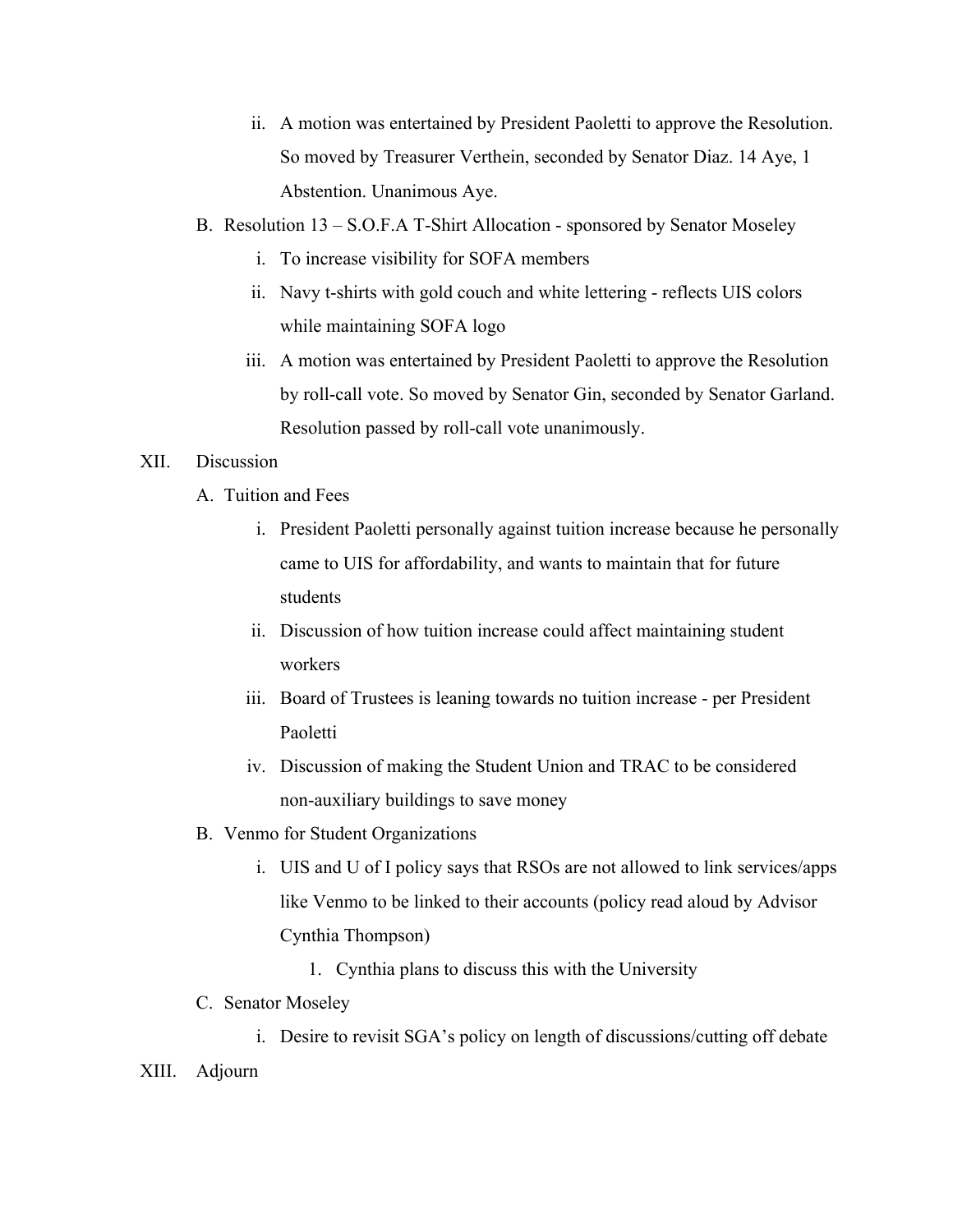ii. A motion was entertained by President Paoletti to approve the Resolution. So moved by Treasurer Verthein, seconded by Senator Diaz. 14 Aye, 1 Abstention. Unanimous Aye.

B. Resolution 13 – S.O.F.A T-Shirt Allocation - sponsored by Senator Moseley
   i. To increase visibility for SOFA members
   ii. Navy t-shirts with gold couch and white lettering - reflects UIS colors while maintaining SOFA logo
   iii. A motion was entertained by President Paoletti to approve the Resolution by roll-call vote. So moved by Senator Gin, seconded by Senator Garland. Resolution passed by roll-call vote unanimously.

XII. Discussion

A. Tuition and Fees
   i. President Paoletti personally against tuition increase because he personally came to UIS for affordability, and wants to maintain that for future students
   ii. Discussion of how tuition increase could affect maintaining student workers
   iii. Board of Trustees is leaning towards no tuition increase - per President Paoletti
   iv. Discussion of making the Student Union and TRAC to be considered non-auxiliary buildings to save money

B. Venmo for Student Organizations
   i. UIS and U of I policy says that RSOs are not allowed to link services/apps like Venmo to be linked to their accounts (policy read aloud by Advisor Cynthia Thompson)
      1. Cynthia plans to discuss this with the University

C. Senator Moseley
   i. Desire to revisit SGA's policy on length of discussions/cutting off debate

XIII. Adjourn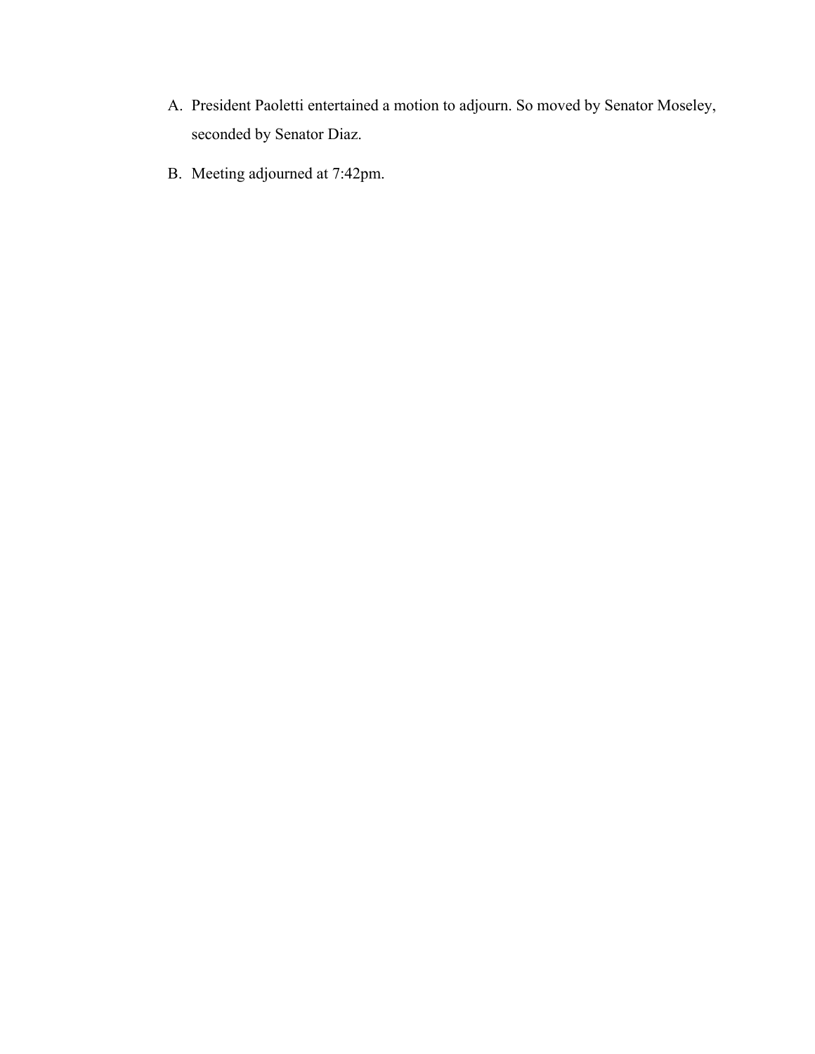A. President Paoletti entertained a motion to adjourn. So moved by Senator Moseley, seconded by Senator Diaz.

B. Meeting adjourned at 7:42pm.